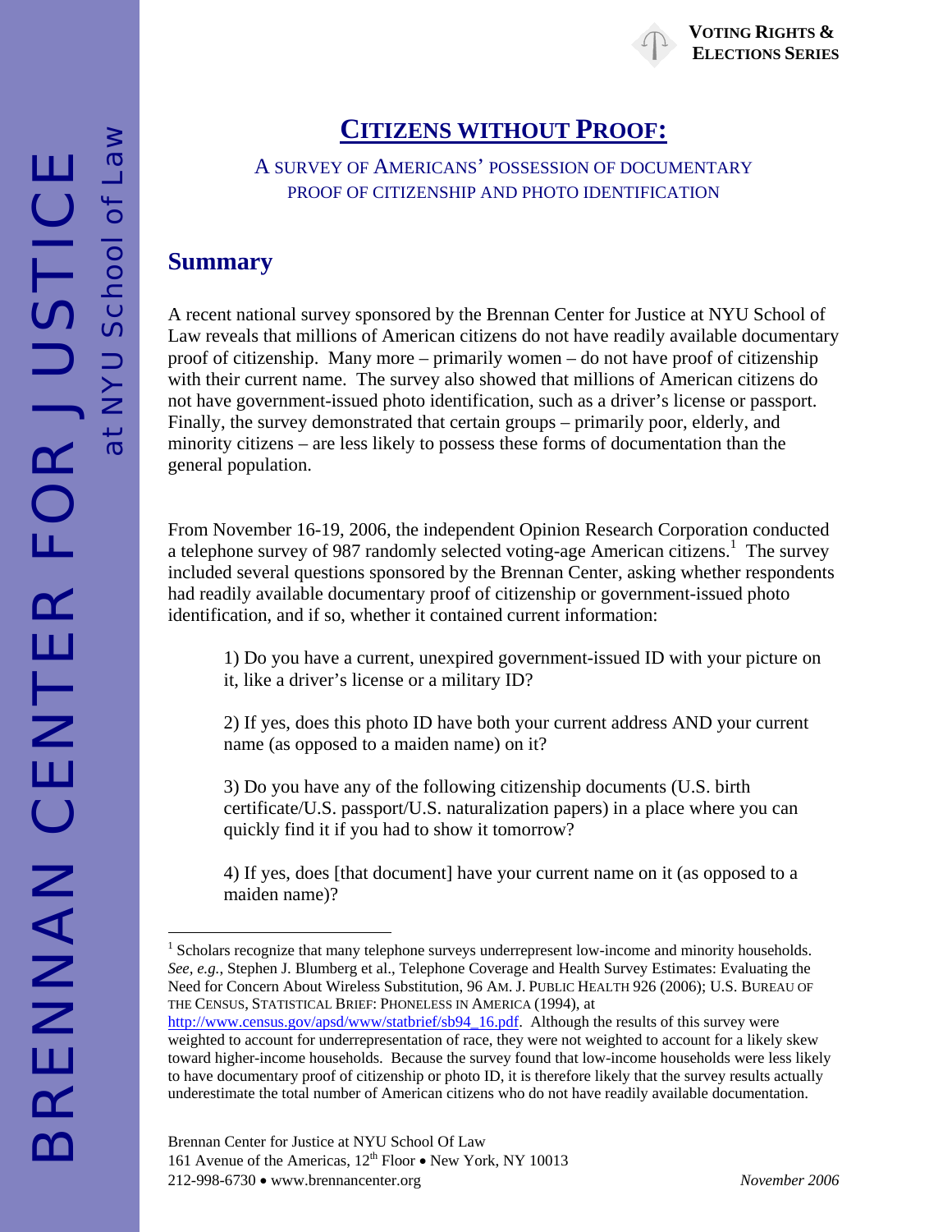# CITIZENS WITHOUT PROOF:

A SURVEY OF AMERICANS' POSSESSION OF DOCUMENTARY PROOF OF CITIZENSHIP AND PHOTO IDENTIFICATION

## Summary

A recent national survey sponsored by the Brennan Center for Justice at NYU School of Law reveals that millions of American citizens do not have readily available documentary proof of citizenship. Many more – primarily women – do not have proof of citizenship with their current name. The survey also showed that millions of American citizens do not have government-issued photo identification, such as a driver's license or passport. Finally, the survey demonstrated that certain groups – primarily poor, elderly, and minority citizens – are less likely to possess these forms of documentation than the general population.

From November 16-19, 2006, the independent Opinion Research Corporation conducted a telephone survey of 987 randomly selected voting-age American citizens.[1] The survey included several questions sponsored by the Brennan Center, asking whether respondents had readily available documentary proof of citizenship or government-issued photo identification, and if so, whether it contained current information:

> 1) Do you have a current, unexpired government-issued ID with your picture on it, like a driver's license or a military ID?
>
> 2) If yes, does this photo ID have both your current address AND your current name (as opposed to a maiden name) on it?
>
> 3) Do you have any of the following citizenship documents (U.S. birth certificate/U.S. passport/U.S. naturalization papers) in a place where you can quickly find it if you had to show it tomorrow?
>
> 4) If yes, does [that document] have your current name on it (as opposed to a maiden name)?

[1] Scholars recognize that many telephone surveys underrepresent low-income and minority households. *See, e.g.,* Stephen J. Blumberg et al., Telephone Coverage and Health Survey Estimates: Evaluating the Need for Concern About Wireless Substitution, 96 AM. J. PUBLIC HEALTH 926 (2006); U.S. BUREAU OF THE CENSUS, STATISTICAL BRIEF: PHONELESS IN AMERICA (1994), at http://www.census.gov/apsd/www/statbrief/sb94_16.pdf. Although the results of this survey were weighted to account for underrepresentation of race, they were not weighted to account for a likely skew toward higher-income households. Because the survey found that low-income households were less likely to have documentary proof of citizenship or photo ID, it is therefore likely that the survey results actually underestimate the total number of American citizens who do not have readily available documentation.

Brennan Center for Justice at NYU School Of Law
161 Avenue of the Americas, 12th Floor • New York, NY 10013
212-998-6730 • www.brennancenter.org

*November 2006*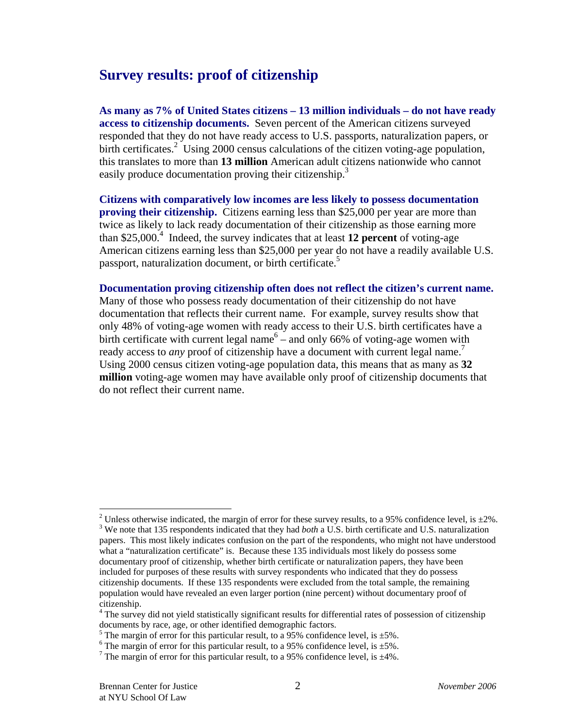## Survey results: proof of citizenship

**As many as 7% of United States citizens – 13 million individuals – do not have ready access to citizenship documents.** Seven percent of the American citizens surveyed responded that they do not have ready access to U.S. passports, naturalization papers, or birth certificates.[2] Using 2000 census calculations of the citizen voting-age population, this translates to more than **13 million** American adult citizens nationwide who cannot easily produce documentation proving their citizenship.[3]

**Citizens with comparatively low incomes are less likely to possess documentation proving their citizenship.** Citizens earning less than $25,000 per year are more than twice as likely to lack ready documentation of their citizenship as those earning more than $25,000.[4] Indeed, the survey indicates that at least **12 percent** of voting-age American citizens earning less than $25,000 per year do not have a readily available U.S. passport, naturalization document, or birth certificate.[5]

**Documentation proving citizenship often does not reflect the citizen's current name.** Many of those who possess ready documentation of their citizenship do not have documentation that reflects their current name. For example, survey results show that only 48% of voting-age women with ready access to their U.S. birth certificates have a birth certificate with current legal name[6] – and only 66% of voting-age women with ready access to *any* proof of citizenship have a document with current legal name.[7] Using 2000 census citizen voting-age population data, this means that as many as **32 million** voting-age women may have available only proof of citizenship documents that do not reflect their current name.

---

[2] Unless otherwise indicated, the margin of error for these survey results, to a 95% confidence level, is ±2%.

[3] We note that 135 respondents indicated that they had *both* a U.S. birth certificate and U.S. naturalization papers. This most likely indicates confusion on the part of the respondents, who might not have understood what a "naturalization certificate" is. Because these 135 individuals most likely do possess some documentary proof of citizenship, whether birth certificate or naturalization papers, they have been included for purposes of these results with survey respondents who indicated that they do possess citizenship documents. If these 135 respondents were excluded from the total sample, the remaining population would have revealed an even larger portion (nine percent) without documentary proof of citizenship.

[4] The survey did not yield statistically significant results for differential rates of possession of citizenship documents by race, age, or other identified demographic factors.

[5] The margin of error for this particular result, to a 95% confidence level, is ±5%.

[6] The margin of error for this particular result, to a 95% confidence level, is ±5%.

[7] The margin of error for this particular result, to a 95% confidence level, is ±4%.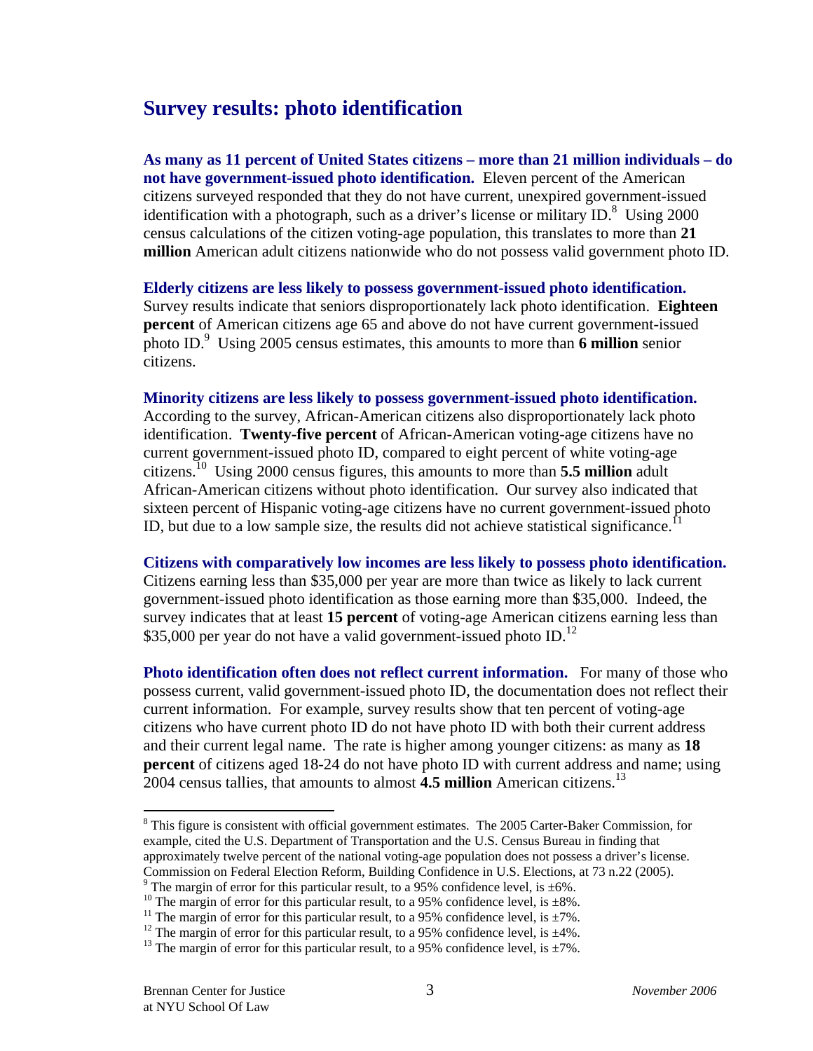## Survey results: photo identification

**As many as 11 percent of United States citizens – more than 21 million individuals – do not have government-issued photo identification.** Eleven percent of the American citizens surveyed responded that they do not have current, unexpired government-issued identification with a photograph, such as a driver's license or military ID.[8] Using 2000 census calculations of the citizen voting-age population, this translates to more than **21 million** American adult citizens nationwide who do not possess valid government photo ID.

**Elderly citizens are less likely to possess government-issued photo identification.** Survey results indicate that seniors disproportionately lack photo identification. **Eighteen percent** of American citizens age 65 and above do not have current government-issued photo ID.[9] Using 2005 census estimates, this amounts to more than **6 million** senior citizens.

**Minority citizens are less likely to possess government-issued photo identification.** According to the survey, African-American citizens also disproportionately lack photo identification. **Twenty-five percent** of African-American voting-age citizens have no current government-issued photo ID, compared to eight percent of white voting-age citizens.[10] Using 2000 census figures, this amounts to more than **5.5 million** adult African-American citizens without photo identification. Our survey also indicated that sixteen percent of Hispanic voting-age citizens have no current government-issued photo ID, but due to a low sample size, the results did not achieve statistical significance.[11]

**Citizens with comparatively low incomes are less likely to possess photo identification.** Citizens earning less than $35,000 per year are more than twice as likely to lack current government-issued photo identification as those earning more than $35,000. Indeed, the survey indicates that at least **15 percent** of voting-age American citizens earning less than $35,000 per year do not have a valid government-issued photo ID.[12]

**Photo identification often does not reflect current information.** For many of those who possess current, valid government-issued photo ID, the documentation does not reflect their current information. For example, survey results show that ten percent of voting-age citizens who have current photo ID do not have photo ID with both their current address and their current legal name. The rate is higher among younger citizens: as many as **18 percent** of citizens aged 18-24 do not have photo ID with current address and name; using 2004 census tallies, that amounts to almost **4.5 million** American citizens.[13]

---

[8] This figure is consistent with official government estimates. The 2005 Carter-Baker Commission, for example, cited the U.S. Department of Transportation and the U.S. Census Bureau in finding that approximately twelve percent of the national voting-age population does not possess a driver's license. Commission on Federal Election Reform, Building Confidence in U.S. Elections, at 73 n.22 (2005).

[9] The margin of error for this particular result, to a 95% confidence level, is ±6%.

[10] The margin of error for this particular result, to a 95% confidence level, is ±8%.

[11] The margin of error for this particular result, to a 95% confidence level, is ±7%.

[12] The margin of error for this particular result, to a 95% confidence level, is ±4%.

[13] The margin of error for this particular result, to a 95% confidence level, is ±7%.